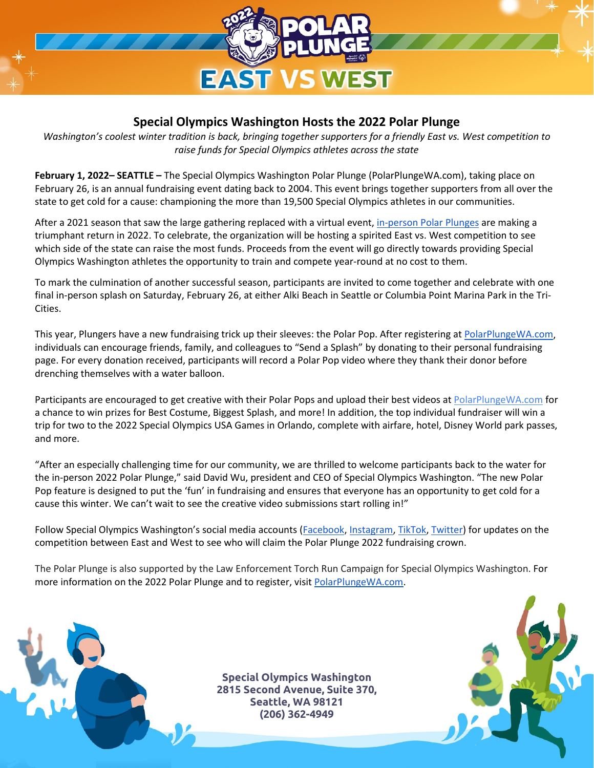# Special Olympics Washington Hosts the 2022 Polar Plunge

*Washington's coolest winter tradition is back, bringing together supporters for a friendly East vs. West competition to raise funds for Special Olympics athletes across the state*

**February 1, 2022– SEATTLE –** The Special Olympics Washington Polar Plunge (PolarPlungeWA.com), taking place on February 26, is an annual fundraising event dating back to 2004. This event brings together supporters from all over the state to get cold for a cause: championing the more than 19,500 Special Olympics athletes in our communities.

After a 2021 season that saw the large gathering replaced with a virtual event, in-person Polar Plunges are making a triumphant return in 2022. To celebrate, the organization will be hosting a spirited East vs. West competition to see which side of the state can raise the most funds. Proceeds from the event will go directly towards providing Special Olympics Washington athletes the opportunity to train and compete year-round at no cost to them.

To mark the culmination of another successful season, participants are invited to come together and celebrate with one final in-person splash on Saturday, February 26, at either Alki Beach in Seattle or Columbia Point Marina Park in the Tri-Cities.

This year, Plungers have a new fundraising trick up their sleeves: the Polar Pop. After registering at PolarPlungeWA.com, individuals can encourage friends, family, and colleagues to "Send a Splash" by donating to their personal fundraising page. For every donation received, participants will record a Polar Pop video where they thank their donor before drenching themselves with a water balloon.

Participants are encouraged to get creative with their Polar Pops and upload their best videos at PolarPlungeWA.com for a chance to win prizes for Best Costume, Biggest Splash, and more! In addition, the top individual fundraiser will win a trip for two to the 2022 Special Olympics USA Games in Orlando, complete with airfare, hotel, Disney World park passes, and more.

"After an especially challenging time for our community, we are thrilled to welcome participants back to the water for the in-person 2022 Polar Plunge," said David Wu, president and CEO of Special Olympics Washington. "The new Polar Pop feature is designed to put the 'fun' in fundraising and ensures that everyone has an opportunity to get cold for a cause this winter. We can't wait to see the creative video submissions start rolling in!"

Follow Special Olympics Washington's social media accounts (Facebook, Instagram, TikTok, Twitter) for updates on the competition between East and West to see who will claim the Polar Plunge 2022 fundraising crown.

The Polar Plunge is also supported by the Law Enforcement Torch Run Campaign for Special Olympics Washington. For more information on the 2022 Polar Plunge and to register, visit PolarPlungeWA.com.

**Special Olympics Washington**
**2815 Second Avenue, Suite 370,**
**Seattle, WA 98121**
**(206) 362-4949**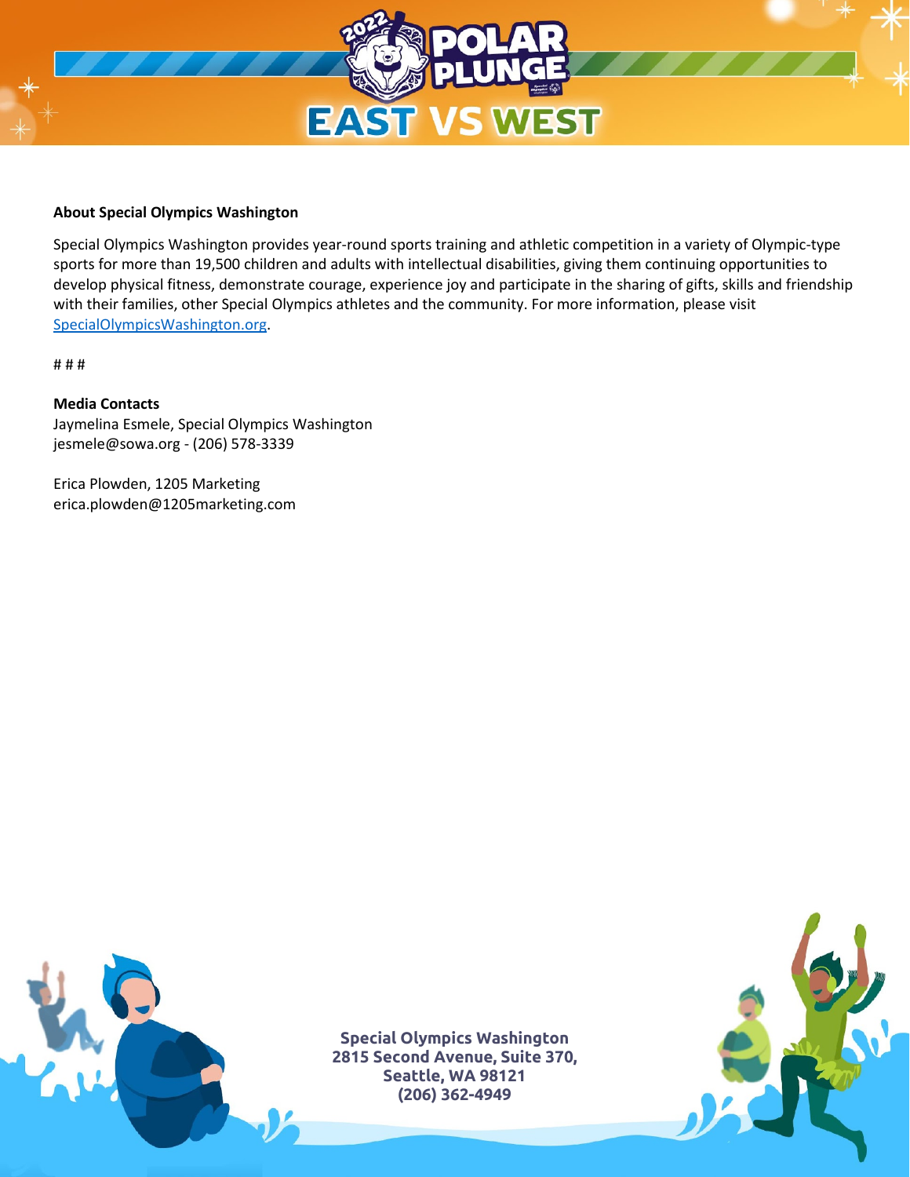**About Special Olympics Washington**

Special Olympics Washington provides year-round sports training and athletic competition in a variety of Olympic-type sports for more than 19,500 children and adults with intellectual disabilities, giving them continuing opportunities to develop physical fitness, demonstrate courage, experience joy and participate in the sharing of gifts, skills and friendship with their families, other Special Olympics athletes and the community. For more information, please visit SpecialOlympicsWashington.org.

# # #

**Media Contacts**
Jaymelina Esmele, Special Olympics Washington
jesmele@sowa.org - (206) 578-3339

Erica Plowden, 1205 Marketing
erica.plowden@1205marketing.com

**Special Olympics Washington**
**2815 Second Avenue, Suite 370,**
**Seattle, WA 98121**
**(206) 362-4949**